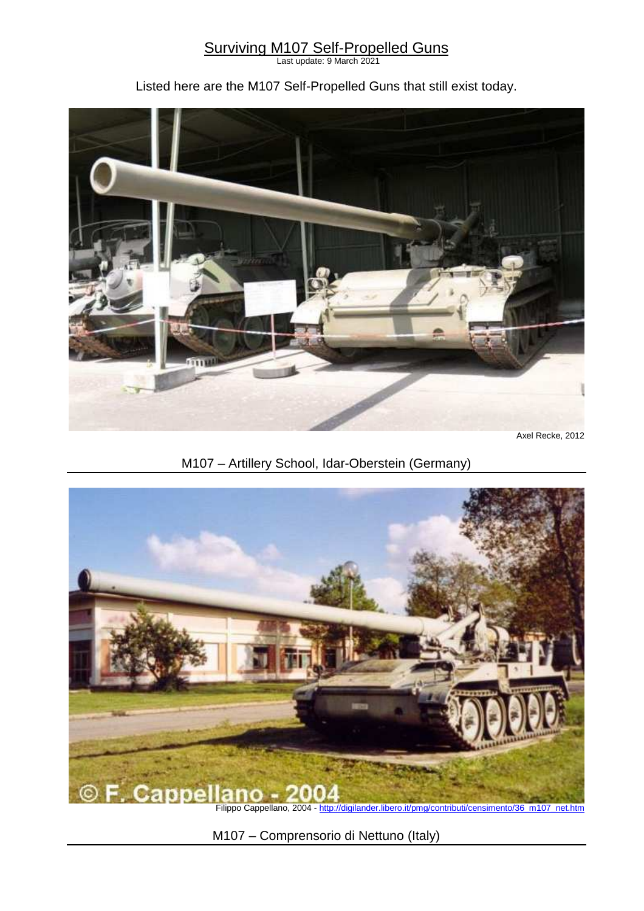# Surviving M107 Self-Propelled Guns

Last update: 9 March 2021

Listed here are the M107 Self-Propelled Guns that still exist today.

Axel Recke, 2012

## M107 – Artillery School, Idar-Oberstein (Germany)

© F. Cappellano - 2004

Filippo Cappellano, 2004 - http://digilander.libero.it/pmg/contributi/censimento/36_m107_net.htm

## M107 – Comprensorio di Nettuno (Italy)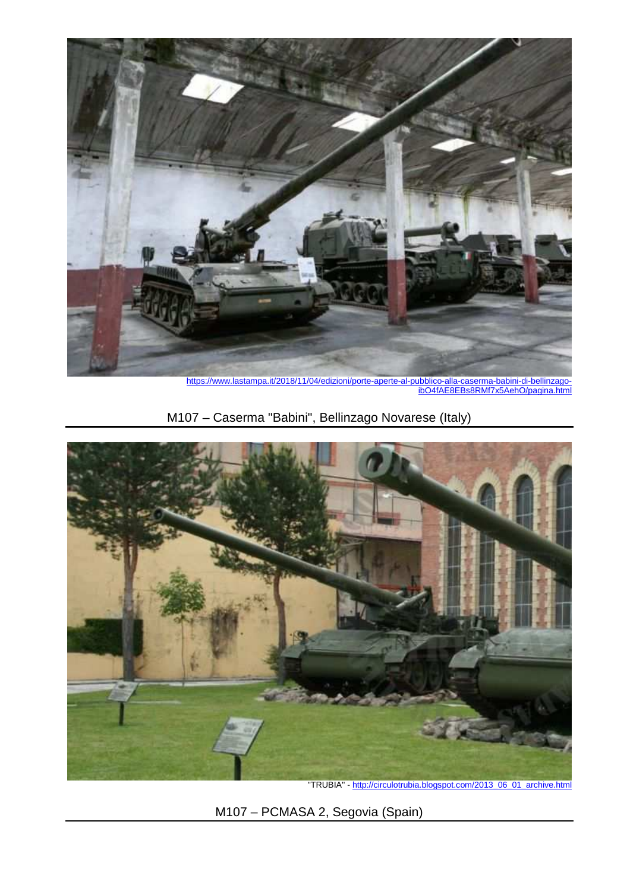https://www.lastampa.it/2018/11/04/edizioni/porte-aperte-al-pubblico-alla-caserma-babini-di-bellinzago-ibO4fAE8EBs8RMf7x5AehO/pagina.html

M107 – Caserma "Babini", Bellinzago Novarese (Italy)

"TRUBIA" - http://circulotrubia.blogspot.com/2013_06_01_archive.html

M107 – PCMASA 2, Segovia (Spain)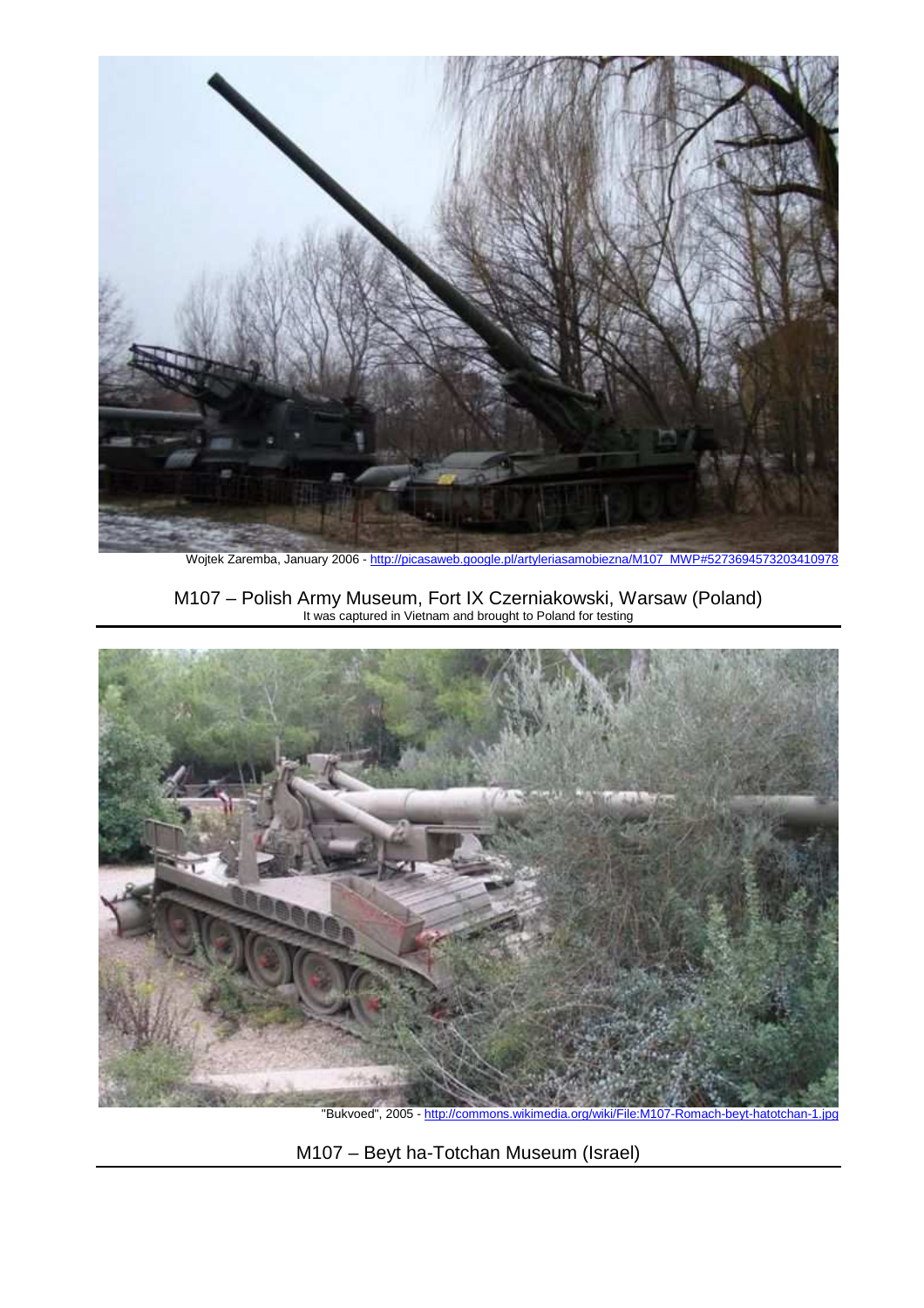Wojtek Zaremba, January 2006 - http://picasaweb.google.pl/artyleriasamobiezna/M107_MWP#5273694573203410978

M107 – Polish Army Museum, Fort IX Czerniakowski, Warsaw (Poland)
It was captured in Vietnam and brought to Poland for testing

"Bukvoed", 2005 - http://commons.wikimedia.org/wiki/File:M107-Romach-beyt-hatotchan-1.jpg

M107 – Beyt ha-Totchan Museum (Israel)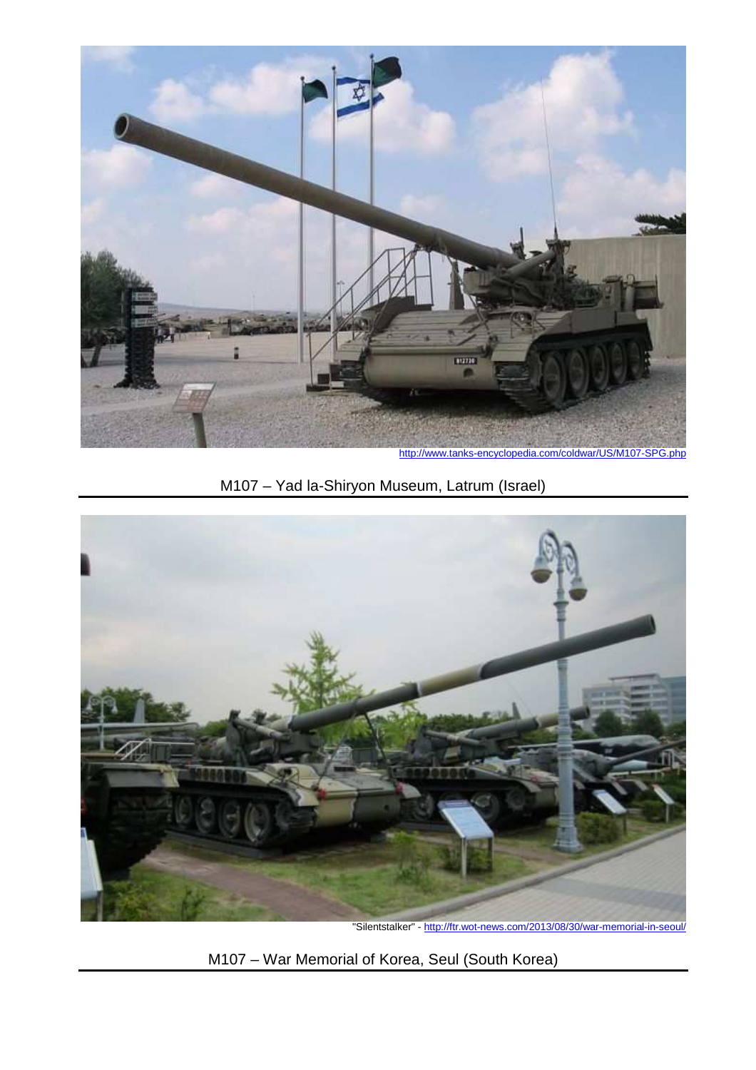http://www.tanks-encyclopedia.com/coldwar/US/M107-SPG.php

M107 – Yad la-Shiryon Museum, Latrum (Israel)

"Silentstalker" - http://ftr.wot-news.com/2013/08/30/war-memorial-in-seoul/

M107 – War Memorial of Korea, Seul (South Korea)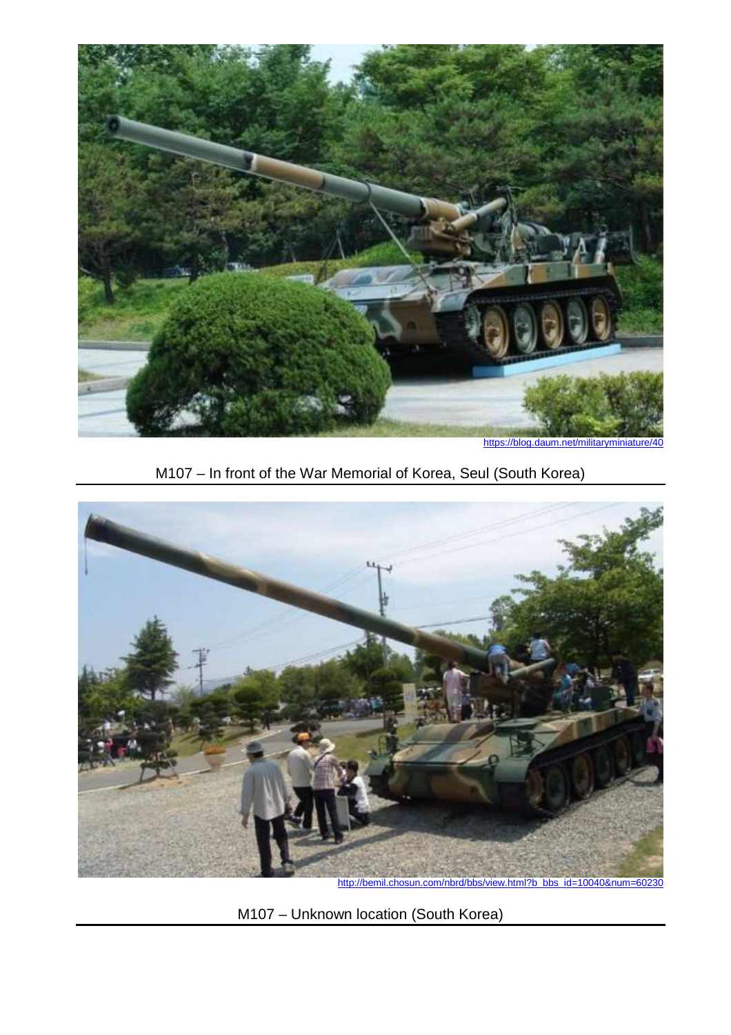https://blog.daum.net/militaryminiature/40

M107 – In front of the War Memorial of Korea, Seul (South Korea)

http://bemil.chosun.com/nbrd/bbs/view.html?b_bbs_id=10040&num=60230

M107 – Unknown location (South Korea)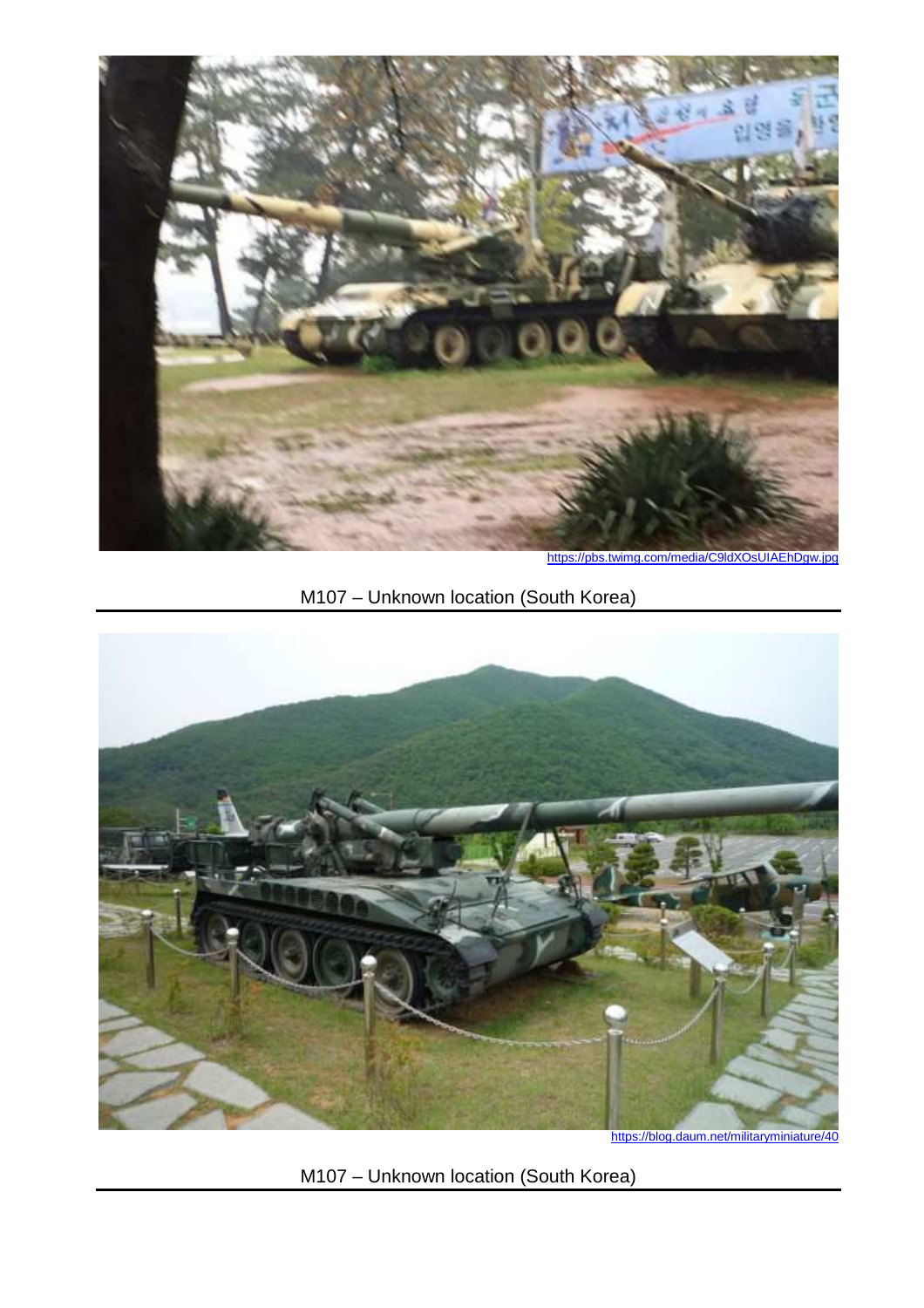https://pbs.twimg.com/media/C9ldXOsUIAEhDgw.jpg

M107 – Unknown location (South Korea)

https://blog.daum.net/militaryminiature/40

M107 – Unknown location (South Korea)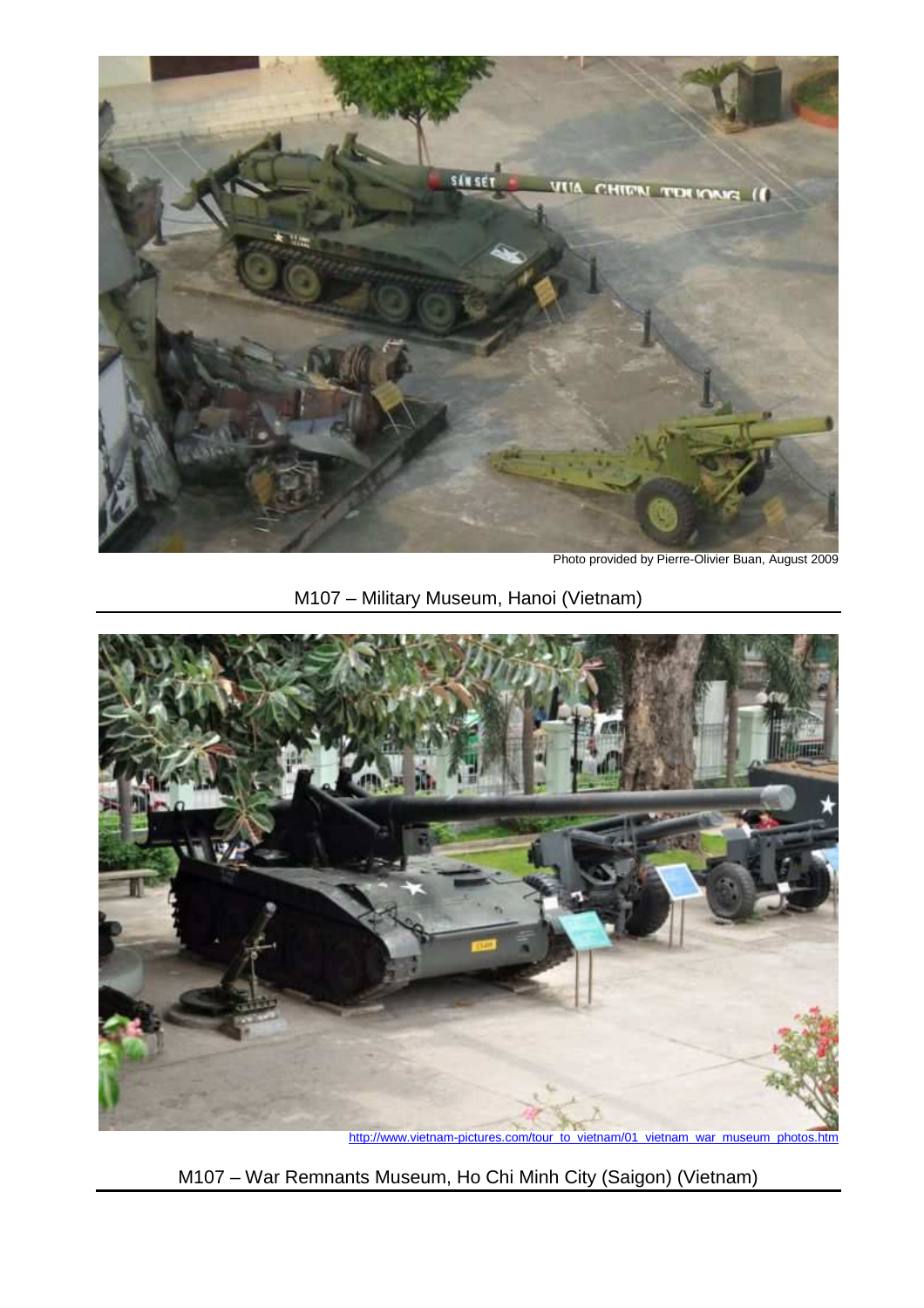Photo provided by Pierre-Olivier Buan, August 2009

M107 – Military Museum, Hanoi (Vietnam)

http://www.vietnam-pictures.com/tour_to_vietnam/01_vietnam_war_museum_photos.htm

M107 – War Remnants Museum, Ho Chi Minh City (Saigon) (Vietnam)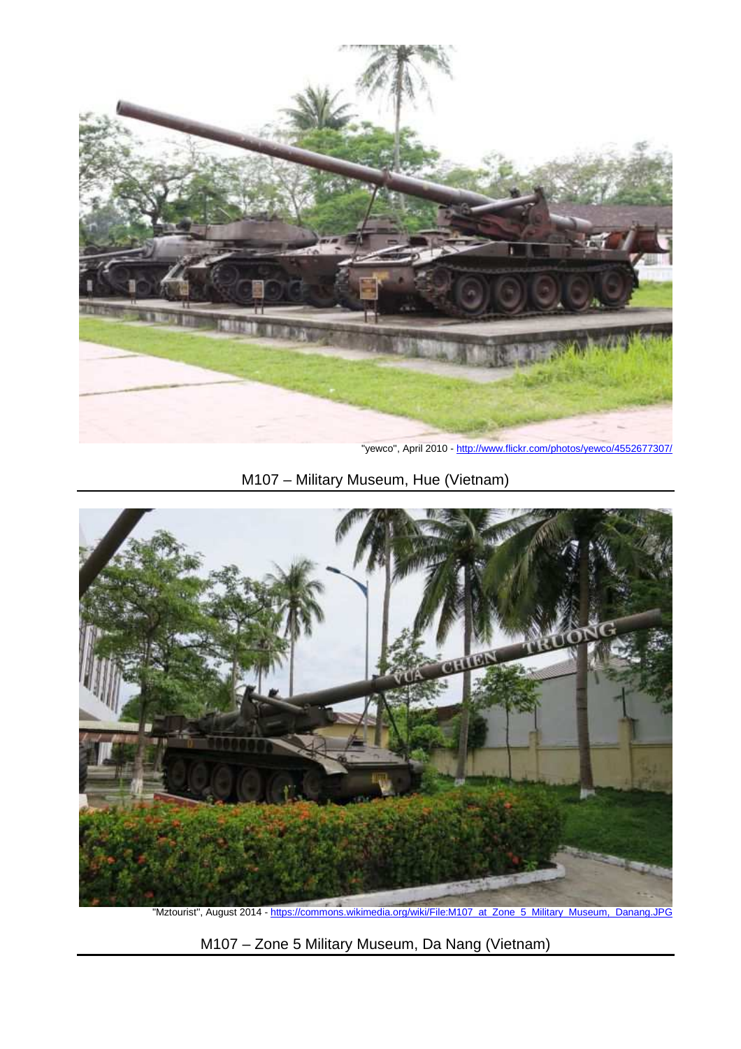"yewco", April 2010 - http://www.flickr.com/photos/yewco/4552677307/

M107 – Military Museum, Hue (Vietnam)

"Mztourist", August 2014 - https://commons.wikimedia.org/wiki/File:M107_at_Zone_5_Military_Museum,_Danang.JPG

M107 – Zone 5 Military Museum, Da Nang (Vietnam)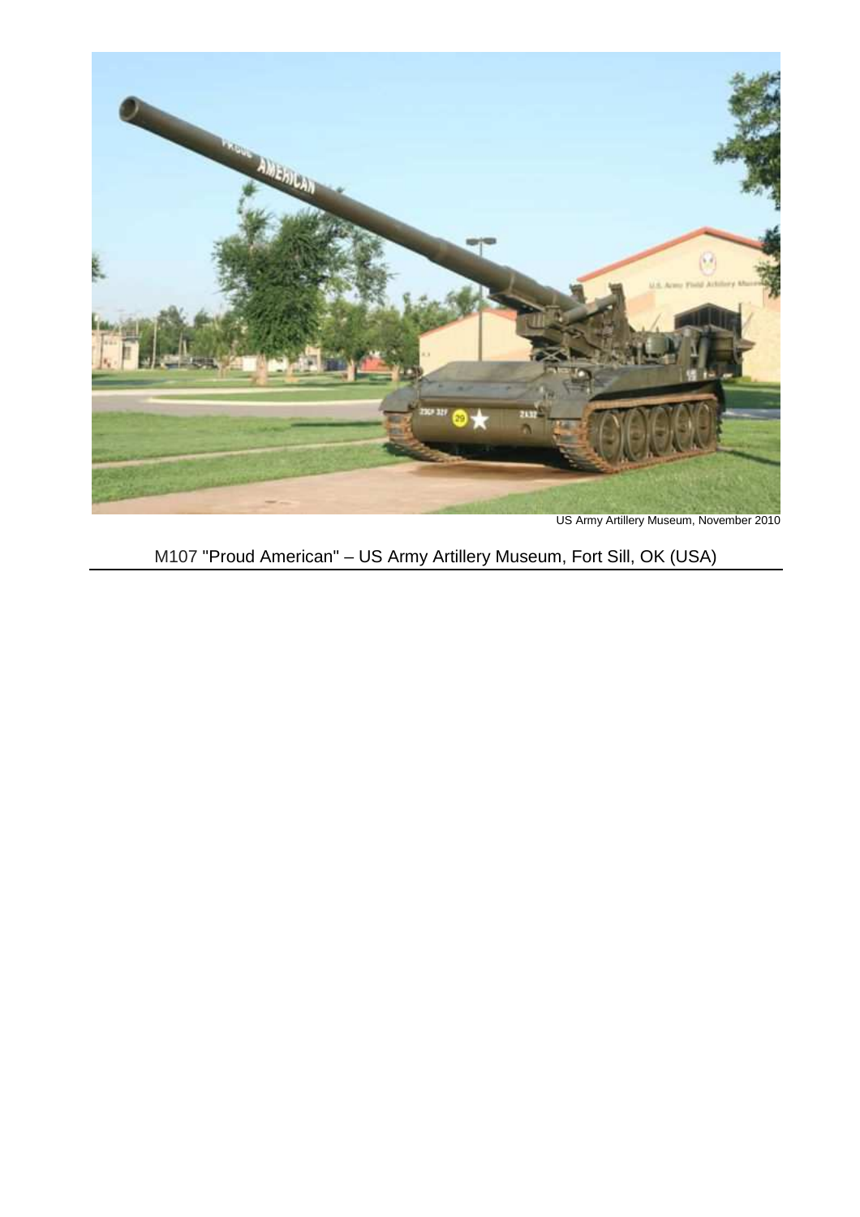US Army Artillery Museum, November 2010

M107 "Proud American" – US Army Artillery Museum, Fort Sill, OK (USA)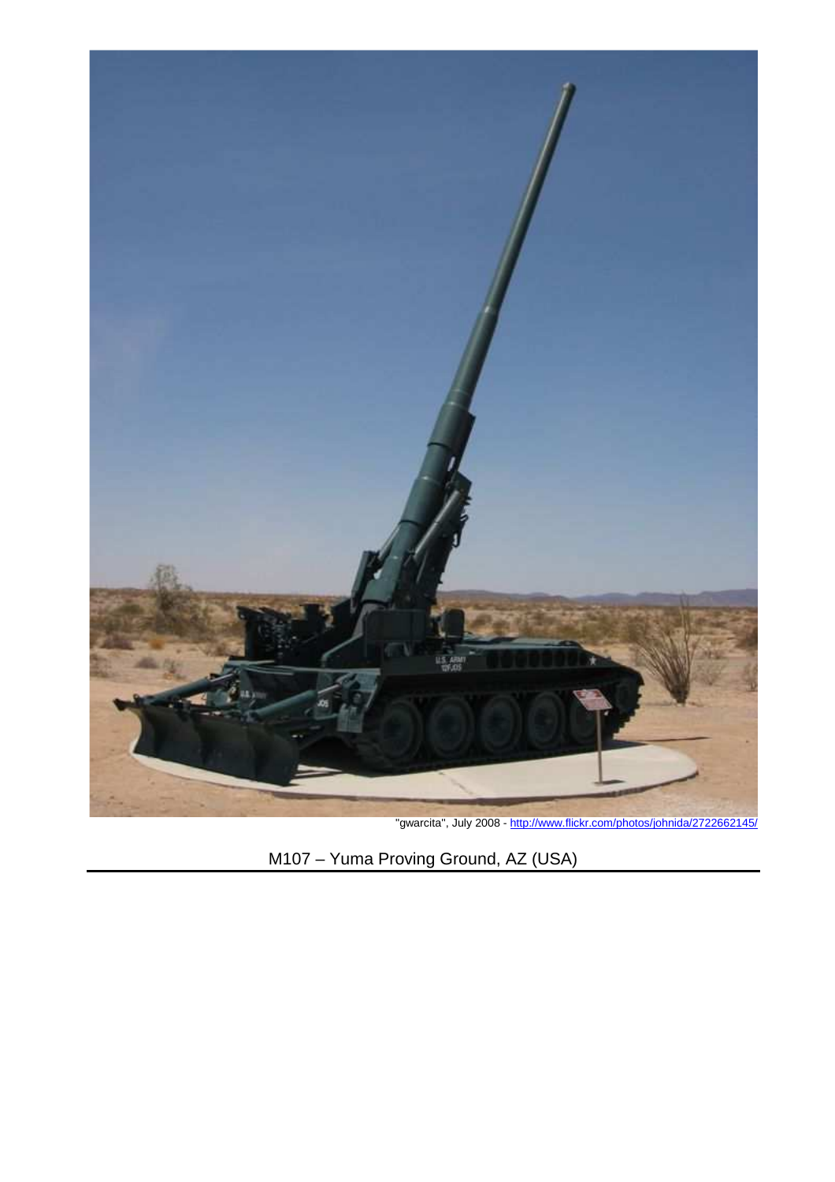"gwarcita", July 2008 - http://www.flickr.com/photos/johnida/2722662145/

M107 – Yuma Proving Ground, AZ (USA)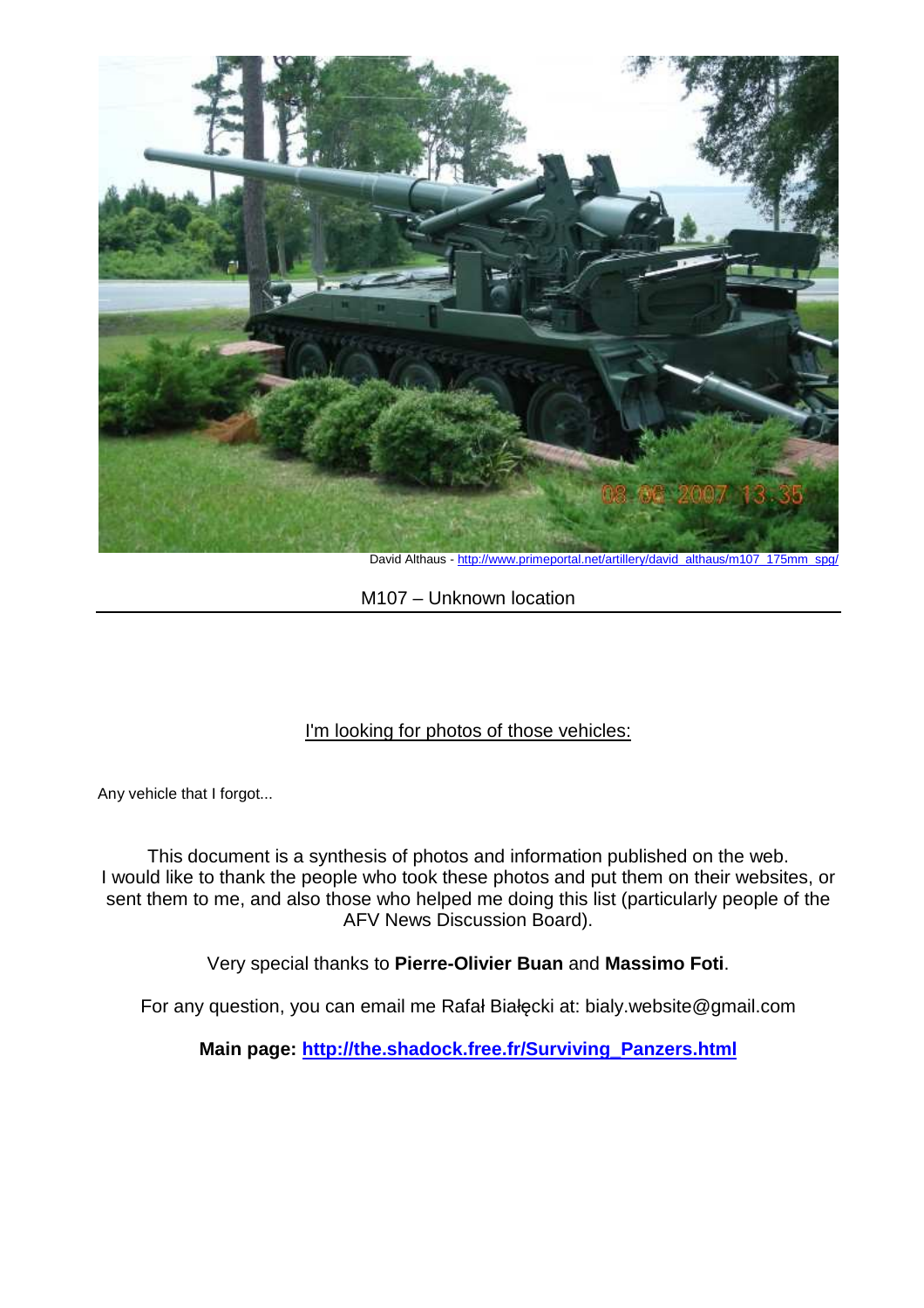David Althaus - http://www.primeportal.net/artillery/david_althaus/m107_175mm_spg/

M107 – Unknown location

I'm looking for photos of those vehicles:

Any vehicle that I forgot...

This document is a synthesis of photos and information published on the web.
I would like to thank the people who took these photos and put them on their websites, or sent them to me, and also those who helped me doing this list (particularly people of the AFV News Discussion Board).

Very special thanks to **Pierre-Olivier Buan** and **Massimo Foti**.

For any question, you can email me Rafał Białęcki at: bialy.website@gmail.com

**Main page: http://the.shadock.free.fr/Surviving_Panzers.html**